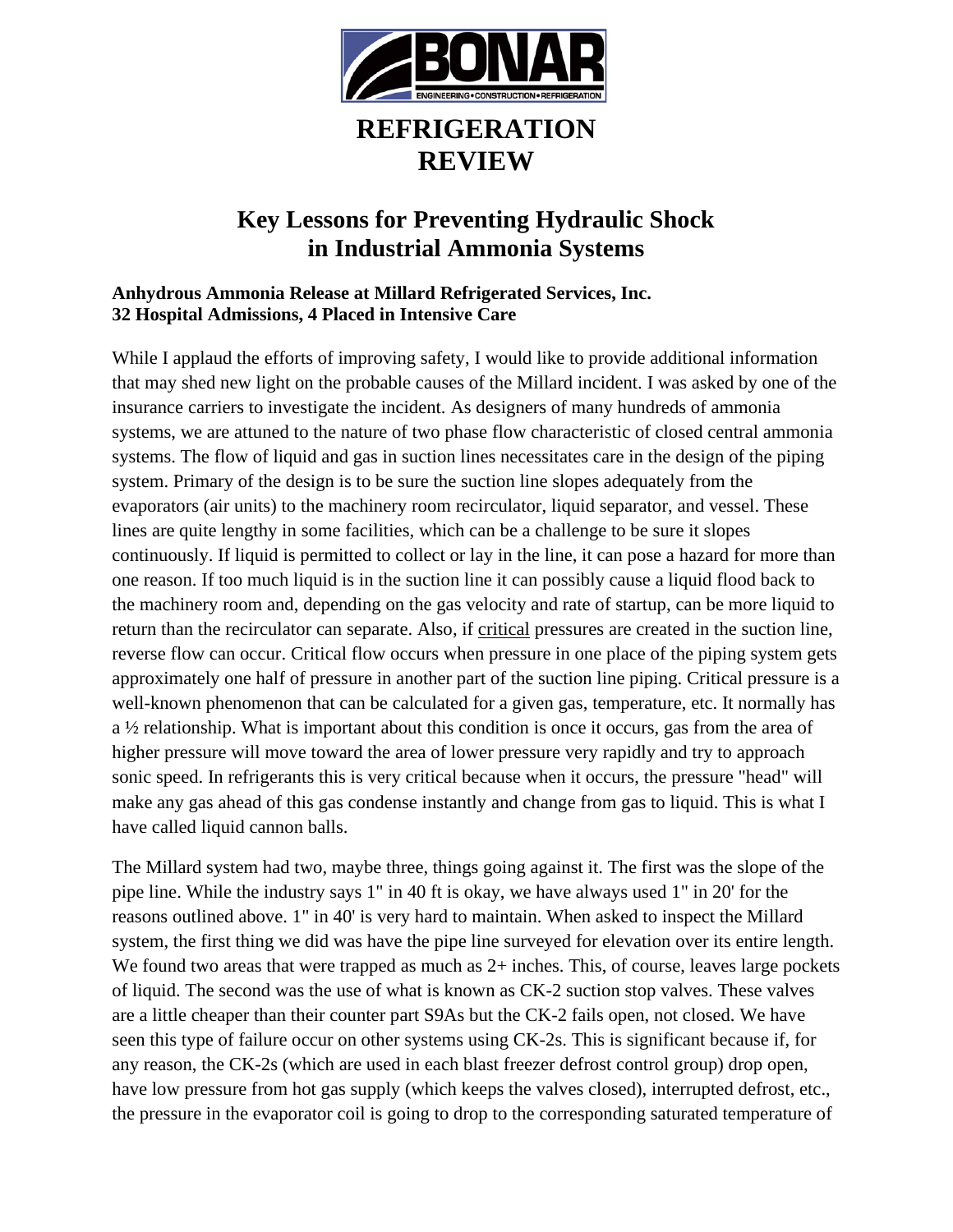# REFRIGERATION REVIEW

## Key Lessons for Preventing Hydraulic Shock in Industrial Ammonia Systems

**Anhydrous Ammonia Release at Millard Refrigerated Services, Inc.**
**32 Hospital Admissions, 4 Placed in Intensive Care**

While I applaud the efforts of improving safety, I would like to provide additional information that may shed new light on the probable causes of the Millard incident. I was asked by one of the insurance carriers to investigate the incident. As designers of many hundreds of ammonia systems, we are attuned to the nature of two phase flow characteristic of closed central ammonia systems. The flow of liquid and gas in suction lines necessitates care in the design of the piping system. Primary of the design is to be sure the suction line slopes adequately from the evaporators (air units) to the machinery room recirculator, liquid separator, and vessel. These lines are quite lengthy in some facilities, which can be a challenge to be sure it slopes continuously. If liquid is permitted to collect or lay in the line, it can pose a hazard for more than one reason. If too much liquid is in the suction line it can possibly cause a liquid flood back to the machinery room and, depending on the gas velocity and rate of startup, can be more liquid to return than the recirculator can separate. Also, if <u>critical</u> pressures are created in the suction line, reverse flow can occur. Critical flow occurs when pressure in one place of the piping system gets approximately one half of pressure in another part of the suction line piping. Critical pressure is a well-known phenomenon that can be calculated for a given gas, temperature, etc. It normally has a ½ relationship. What is important about this condition is once it occurs, gas from the area of higher pressure will move toward the area of lower pressure very rapidly and try to approach sonic speed. In refrigerants this is very critical because when it occurs, the pressure "head" will make any gas ahead of this gas condense instantly and change from gas to liquid. This is what I have called liquid cannon balls.

The Millard system had two, maybe three, things going against it. The first was the slope of the pipe line. While the industry says 1" in 40 ft is okay, we have always used 1" in 20' for the reasons outlined above. 1" in 40' is very hard to maintain. When asked to inspect the Millard system, the first thing we did was have the pipe line surveyed for elevation over its entire length. We found two areas that were trapped as much as 2+ inches. This, of course, leaves large pockets of liquid. The second was the use of what is known as CK-2 suction stop valves. These valves are a little cheaper than their counter part S9As but the CK-2 fails open, not closed. We have seen this type of failure occur on other systems using CK-2s. This is significant because if, for any reason, the CK-2s (which are used in each blast freezer defrost control group) drop open, have low pressure from hot gas supply (which keeps the valves closed), interrupted defrost, etc., the pressure in the evaporator coil is going to drop to the corresponding saturated temperature of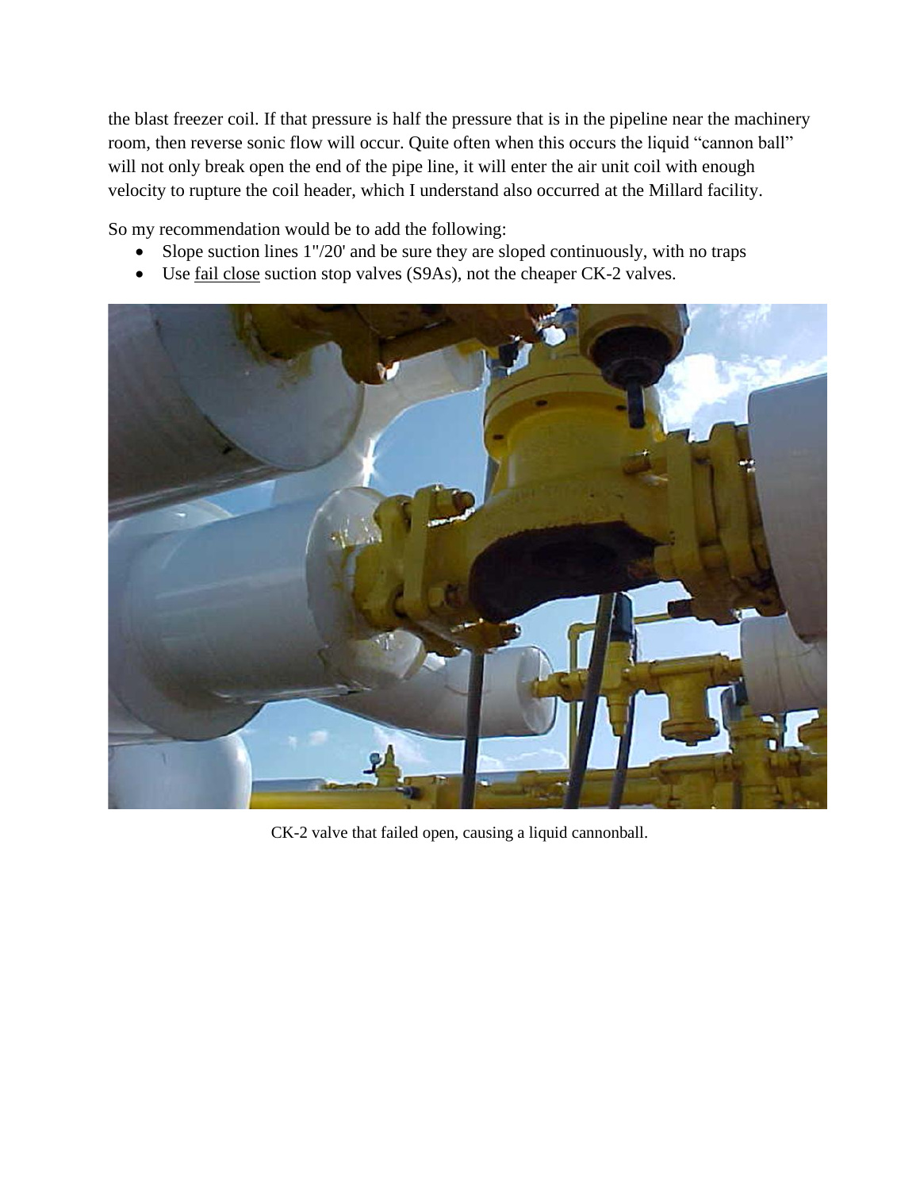the blast freezer coil. If that pressure is half the pressure that is in the pipeline near the machinery room, then reverse sonic flow will occur. Quite often when this occurs the liquid "cannon ball" will not only break open the end of the pipe line, it will enter the air unit coil with enough velocity to rupture the coil header, which I understand also occurred at the Millard facility.

So my recommendation would be to add the following:

- Slope suction lines 1"/20' and be sure they are sloped continuously, with no traps
- Use <u>fail close</u> suction stop valves (S9As), not the cheaper CK-2 valves.

CK-2 valve that failed open, causing a liquid cannonball.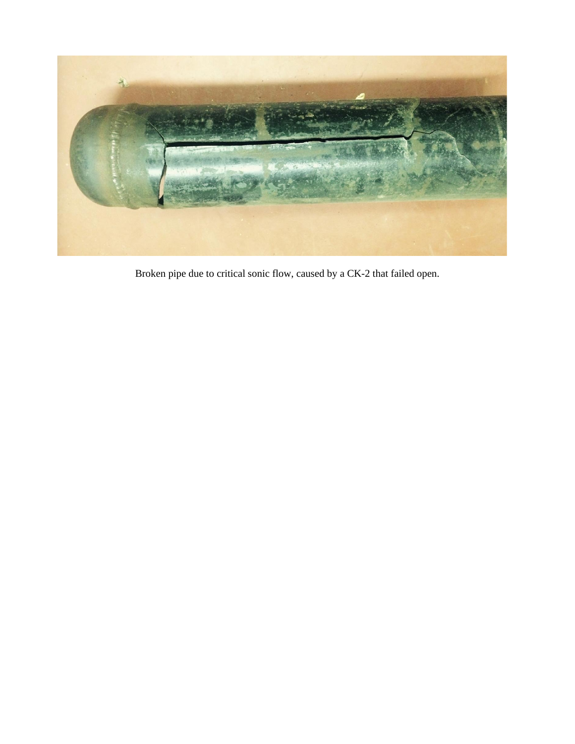Broken pipe due to critical sonic flow, caused by a CK-2 that failed open.